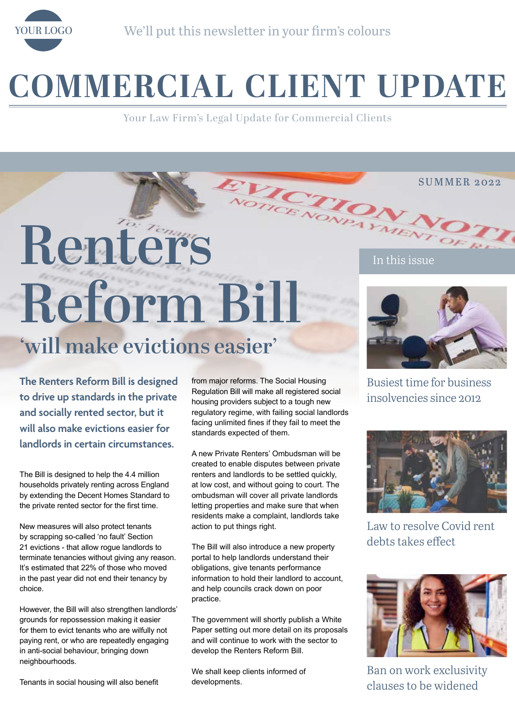YOUR LOGO

We'll put this newsletter in your firm's colours

# COMMERCIAL CLIENT UPDATE

Your Law Firm's Legal Update for Commercial Clients

SUMMER 2022

# Renters Reform Bill

## 'will make evictions easier'

**The Renters Reform Bill is designed to drive up standards in the private and socially rented sector, but it will also make evictions easier for landlords in certain circumstances.**

The Bill is designed to help the 4.4 million households privately renting across England by extending the Decent Homes Standard to the private rented sector for the first time.

New measures will also protect tenants by scrapping so-called 'no fault' Section 21 evictions - that allow rogue landlords to terminate tenancies without giving any reason. It's estimated that 22% of those who moved in the past year did not end their tenancy by choice.

However, the Bill will also strengthen landlords' grounds for repossession making it easier for them to evict tenants who are wilfully not paying rent, or who are repeatedly engaging in anti-social behaviour, bringing down neighbourhoods.

Tenants in social housing will also benefit from major reforms. The Social Housing Regulation Bill will make all registered social housing providers subject to a tough new regulatory regime, with failing social landlords facing unlimited fines if they fail to meet the standards expected of them.

A new Private Renters' Ombudsman will be created to enable disputes between private renters and landlords to be settled quickly, at low cost, and without going to court. The ombudsman will cover all private landlords letting properties and make sure that when residents make a complaint, landlords take action to put things right.

The Bill will also introduce a new property portal to help landlords understand their obligations, give tenants performance information to hold their landlord to account, and help councils crack down on poor practice.

The government will shortly publish a White Paper setting out more detail on its proposals and will continue to work with the sector to develop the Renters Reform Bill.

We shall keep clients informed of developments.

## In this issue

- Busiest time for business insolvencies since 2012
- Law to resolve Covid rent debts takes effect
- Ban on work exclusivity clauses to be widened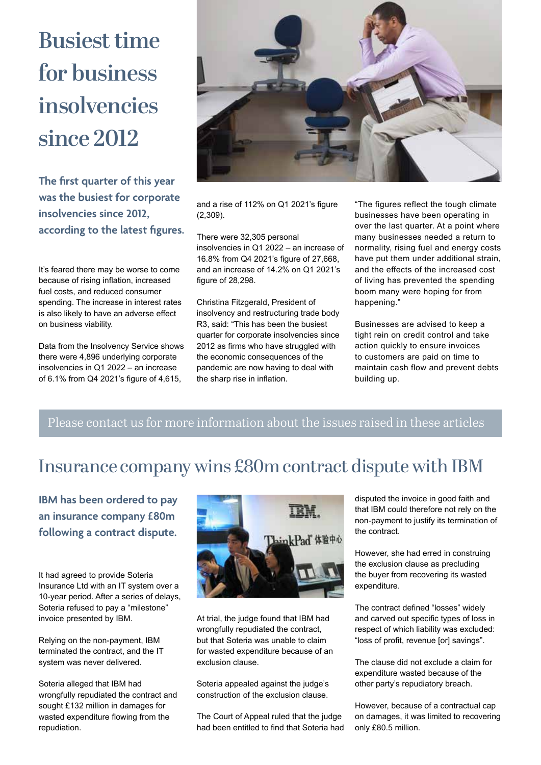# Busiest time for business insolvencies since 2012

**The first quarter of this year was the busiest for corporate insolvencies since 2012, according to the latest figures.**

It's feared there may be worse to come because of rising inflation, increased fuel costs, and reduced consumer spending. The increase in interest rates is also likely to have an adverse effect on business viability.

Data from the Insolvency Service shows there were 4,896 underlying corporate insolvencies in Q1 2022 – an increase of 6.1% from Q4 2021's figure of 4,615, and a rise of 112% on Q1 2021's figure (2,309).

There were 32,305 personal insolvencies in Q1 2022 – an increase of 16.8% from Q4 2021's figure of 27,668, and an increase of 14.2% on Q1 2021's figure of 28,298.

Christina Fitzgerald, President of insolvency and restructuring trade body R3, said: "This has been the busiest quarter for corporate insolvencies since 2012 as firms who have struggled with the economic consequences of the pandemic are now having to deal with the sharp rise in inflation.

"The figures reflect the tough climate businesses have been operating in over the last quarter. At a point where many businesses needed a return to normality, rising fuel and energy costs have put them under additional strain, and the effects of the increased cost of living has prevented the spending boom many were hoping for from happening."

Businesses are advised to keep a tight rein on credit control and take action quickly to ensure invoices to customers are paid on time to maintain cash flow and prevent debts building up.

Please contact us for more information about the issues raised in these articles

# Insurance company wins £80m contract dispute with IBM

**IBM has been ordered to pay an insurance company £80m following a contract dispute.**

It had agreed to provide Soteria Insurance Ltd with an IT system over a 10-year period. After a series of delays, Soteria refused to pay a "milestone" invoice presented by IBM.

Relying on the non-payment, IBM terminated the contract, and the IT system was never delivered.

Soteria alleged that IBM had wrongfully repudiated the contract and sought £132 million in damages for wasted expenditure flowing from the repudiation.

At trial, the judge found that IBM had wrongfully repudiated the contract, but that Soteria was unable to claim for wasted expenditure because of an exclusion clause.

Soteria appealed against the judge's construction of the exclusion clause.

The Court of Appeal ruled that the judge had been entitled to find that Soteria had disputed the invoice in good faith and that IBM could therefore not rely on the non-payment to justify its termination of the contract.

However, she had erred in construing the exclusion clause as precluding the buyer from recovering its wasted expenditure.

The contract defined "losses" widely and carved out specific types of loss in respect of which liability was excluded: "loss of profit, revenue [or] savings".

The clause did not exclude a claim for expenditure wasted because of the other party's repudiatory breach.

However, because of a contractual cap on damages, it was limited to recovering only £80.5 million.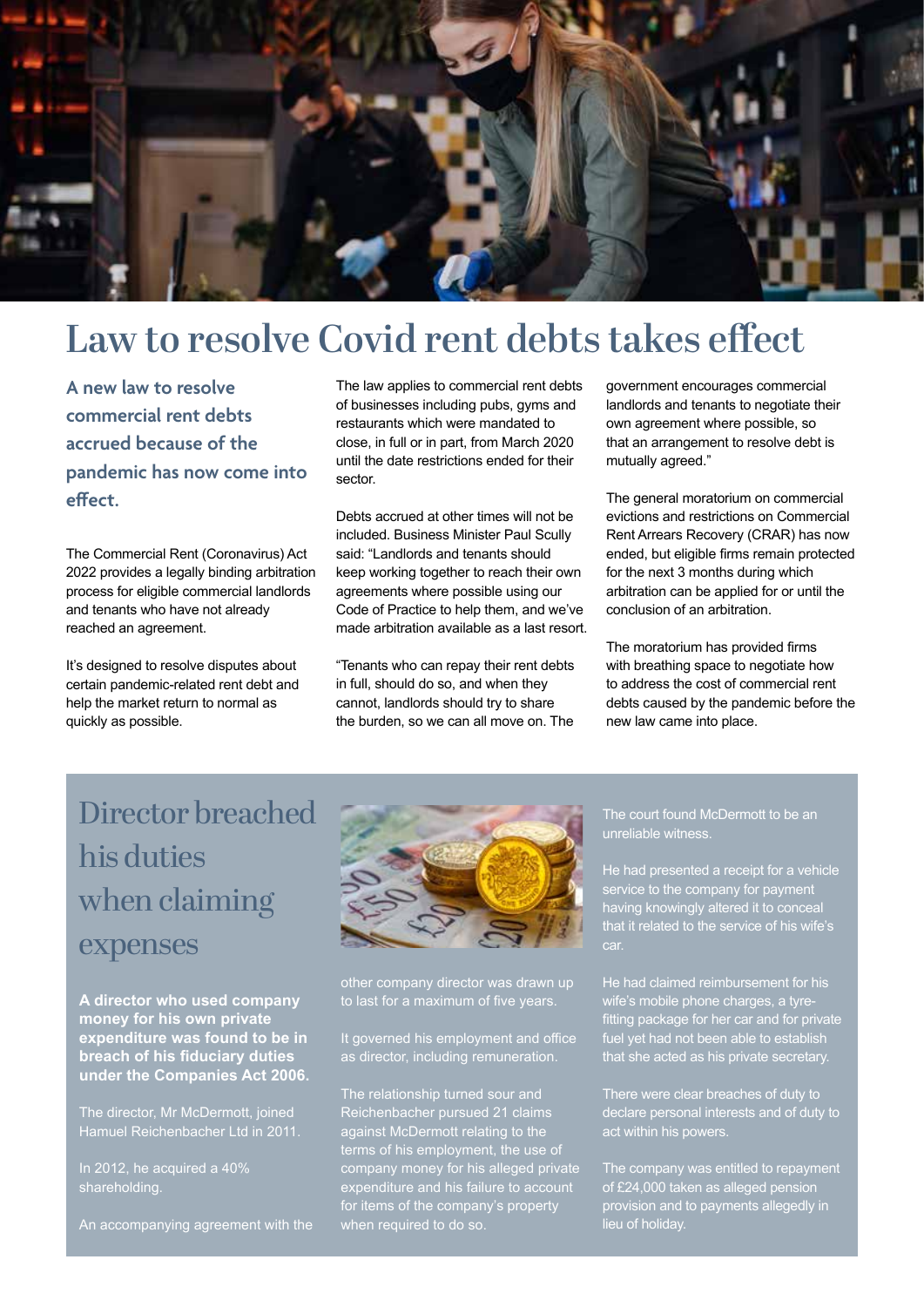# Law to resolve Covid rent debts takes effect

**A new law to resolve commercial rent debts accrued because of the pandemic has now come into effect.**

The Commercial Rent (Coronavirus) Act 2022 provides a legally binding arbitration process for eligible commercial landlords and tenants who have not already reached an agreement.

It's designed to resolve disputes about certain pandemic-related rent debt and help the market return to normal as quickly as possible.

The law applies to commercial rent debts of businesses including pubs, gyms and restaurants which were mandated to close, in full or in part, from March 2020 until the date restrictions ended for their sector.

Debts accrued at other times will not be included. Business Minister Paul Scully said: "Landlords and tenants should keep working together to reach their own agreements where possible using our Code of Practice to help them, and we've made arbitration available as a last resort.

"Tenants who can repay their rent debts in full, should do so, and when they cannot, landlords should try to share the burden, so we can all move on. The government encourages commercial landlords and tenants to negotiate their own agreement where possible, so that an arrangement to resolve debt is mutually agreed."

The general moratorium on commercial evictions and restrictions on Commercial Rent Arrears Recovery (CRAR) has now ended, but eligible firms remain protected for the next 3 months during which arbitration can be applied for or until the conclusion of an arbitration.

The moratorium has provided firms with breathing space to negotiate how to address the cost of commercial rent debts caused by the pandemic before the new law came into place.

## Director breached his duties when claiming expenses

**A director who used company money for his own private expenditure was found to be in breach of his fiduciary duties under the Companies Act 2006.**

The director, Mr McDermott, joined Hamuel Reichenbacher Ltd in 2011.

In 2012, he acquired a 40% shareholding.

An accompanying agreement with the other company director was drawn up to last for a maximum of five years.

It governed his employment and office as director, including remuneration.

The relationship turned sour and Reichenbacher pursued 21 claims against McDermott relating to the terms of his employment, the use of company money for his alleged private expenditure and his failure to account for items of the company's property when required to do so.

The court found McDermott to be an unreliable witness.

He had presented a receipt for a vehicle service to the company for payment having knowingly altered it to conceal that it related to the service of his wife's car.

He had claimed reimbursement for his wife's mobile phone charges, a tyre-fitting package for her car and for private fuel yet had not been able to establish that she acted as his private secretary.

There were clear breaches of duty to declare personal interests and of duty to act within his powers.

The company was entitled to repayment of £24,000 taken as alleged pension provision and to payments allegedly in lieu of holiday.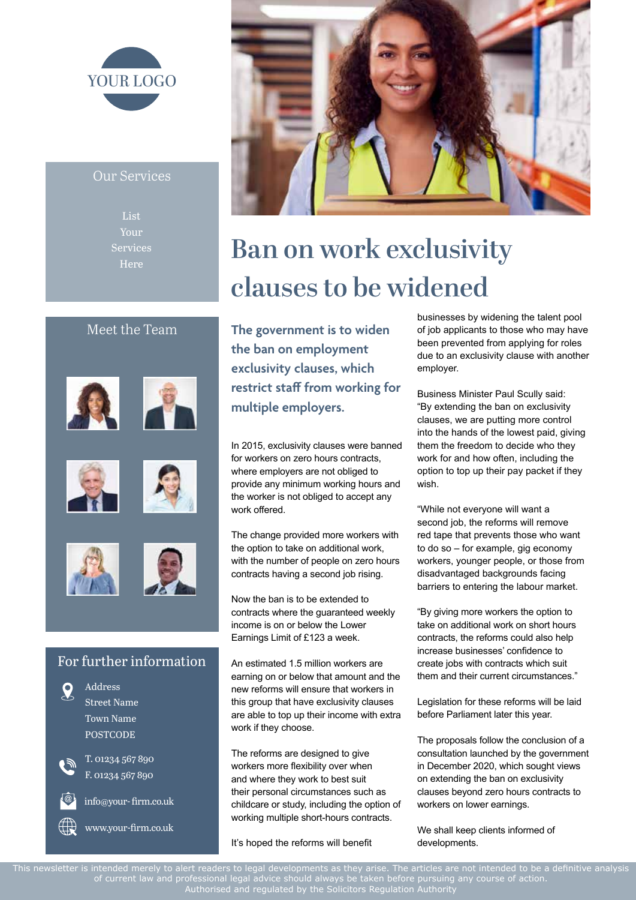YOUR LOGO

## Our Services

List
Your
Services
Here

## Meet the Team

## For further information

Address
Street Name
Town Name
POSTCODE

T. 01234 567 890
F. 01234 567 890

info@your-firm.co.uk

www.your-firm.co.uk

# Ban on work exclusivity clauses to be widened

**The government is to widen the ban on employment exclusivity clauses, which restrict staff from working for multiple employers.**

In 2015, exclusivity clauses were banned for workers on zero hours contracts, where employers are not obliged to provide any minimum working hours and the worker is not obliged to accept any work offered.

The change provided more workers with the option to take on additional work, with the number of people on zero hours contracts having a second job rising.

Now the ban is to be extended to contracts where the guaranteed weekly income is on or below the Lower Earnings Limit of £123 a week.

An estimated 1.5 million workers are earning on or below that amount and the new reforms will ensure that workers in this group that have exclusivity clauses are able to top up their income with extra work if they choose.

The reforms are designed to give workers more flexibility over when and where they work to best suit their personal circumstances such as childcare or study, including the option of working multiple short-hours contracts.

It's hoped the reforms will benefit businesses by widening the talent pool of job applicants to those who may have been prevented from applying for roles due to an exclusivity clause with another employer.

Business Minister Paul Scully said: "By extending the ban on exclusivity clauses, we are putting more control into the hands of the lowest paid, giving them the freedom to decide who they work for and how often, including the option to top up their pay packet if they wish.

"While not everyone will want a second job, the reforms will remove red tape that prevents those who want to do so – for example, gig economy workers, younger people, or those from disadvantaged backgrounds facing barriers to entering the labour market.

"By giving more workers the option to take on additional work on short hours contracts, the reforms could also help increase businesses' confidence to create jobs with contracts which suit them and their current circumstances."

Legislation for these reforms will be laid before Parliament later this year.

The proposals follow the conclusion of a consultation launched by the government in December 2020, which sought views on extending the ban on exclusivity clauses beyond zero hours contracts to workers on lower earnings.

We shall keep clients informed of developments.

This newsletter is intended merely to alert readers to legal developments as they arise. The articles are not intended to be a definitive analysis of current law and professional legal advice should always be taken before pursuing any course of action.
Authorised and regulated by the Solicitors Regulation Authority